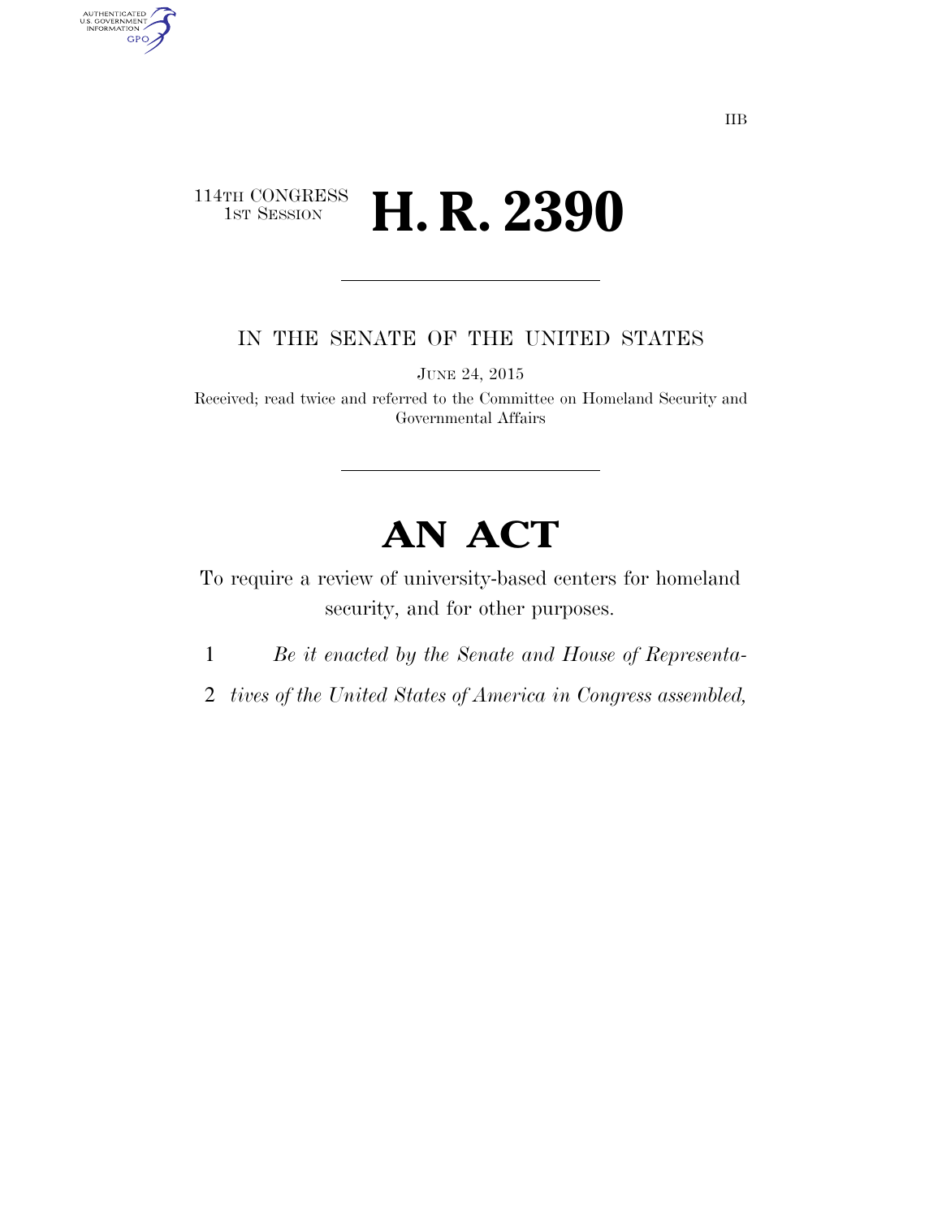IIB

114TH CONGRESS
1ST SESSION

# H. R. 2390

IN THE SENATE OF THE UNITED STATES

JUNE 24, 2015

Received; read twice and referred to the Committee on Homeland Security and Governmental Affairs

# AN ACT

To require a review of university-based centers for homeland security, and for other purposes.

1 *Be it enacted by the Senate and House of Representa-*
2 *tives of the United States of America in Congress assembled,*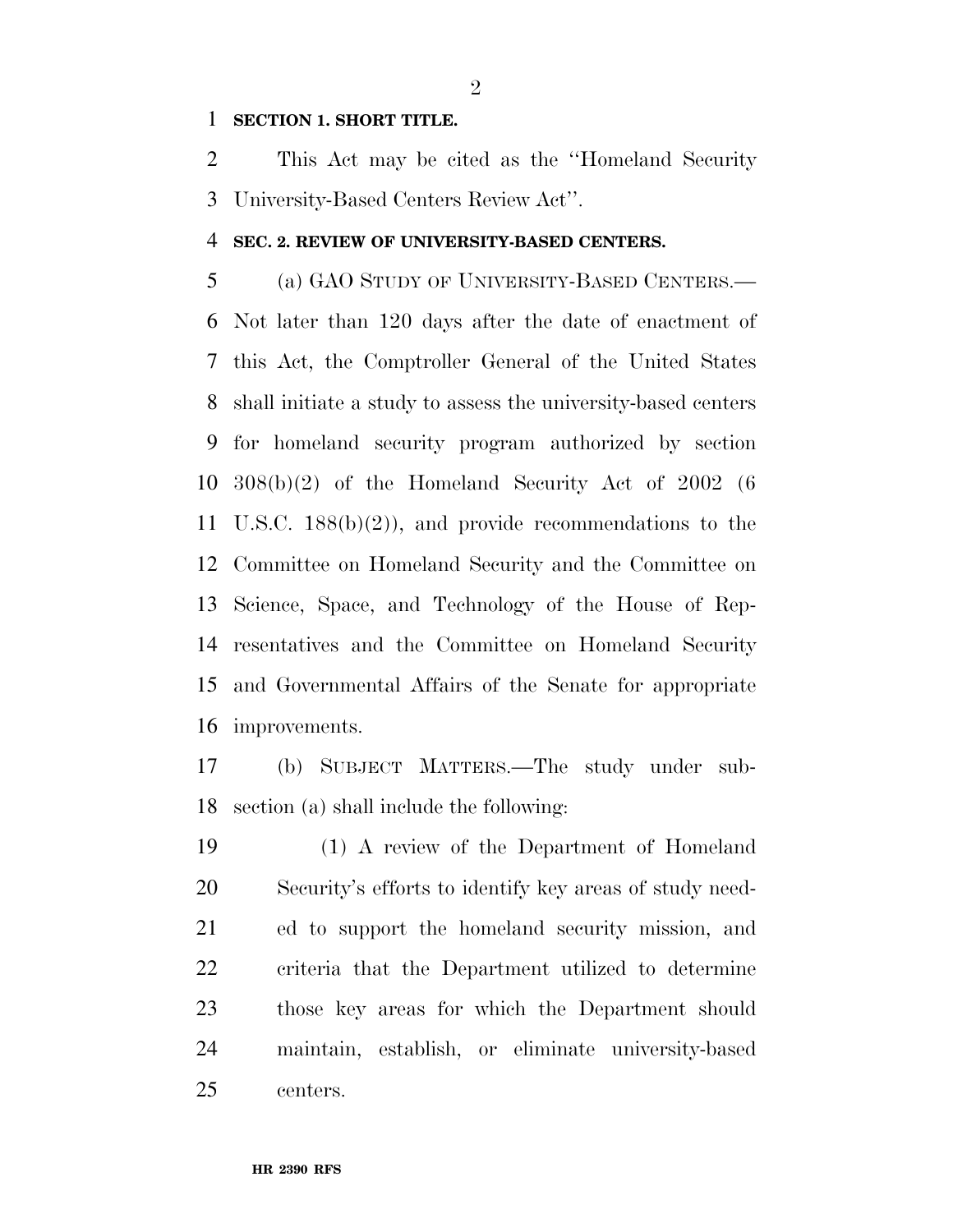**SECTION 1. SHORT TITLE.**

This Act may be cited as the ''Homeland Security University-Based Centers Review Act''.

**SEC. 2. REVIEW OF UNIVERSITY-BASED CENTERS.**

(a) GAO STUDY OF UNIVERSITY-BASED CENTERS.—Not later than 120 days after the date of enactment of this Act, the Comptroller General of the United States shall initiate a study to assess the university-based centers for homeland security program authorized by section 308(b)(2) of the Homeland Security Act of 2002 (6 U.S.C. 188(b)(2)), and provide recommendations to the Committee on Homeland Security and the Committee on Science, Space, and Technology of the House of Representatives and the Committee on Homeland Security and Governmental Affairs of the Senate for appropriate improvements.

(b) SUBJECT MATTERS.—The study under subsection (a) shall include the following:

(1) A review of the Department of Homeland Security's efforts to identify key areas of study needed to support the homeland security mission, and criteria that the Department utilized to determine those key areas for which the Department should maintain, establish, or eliminate university-based centers.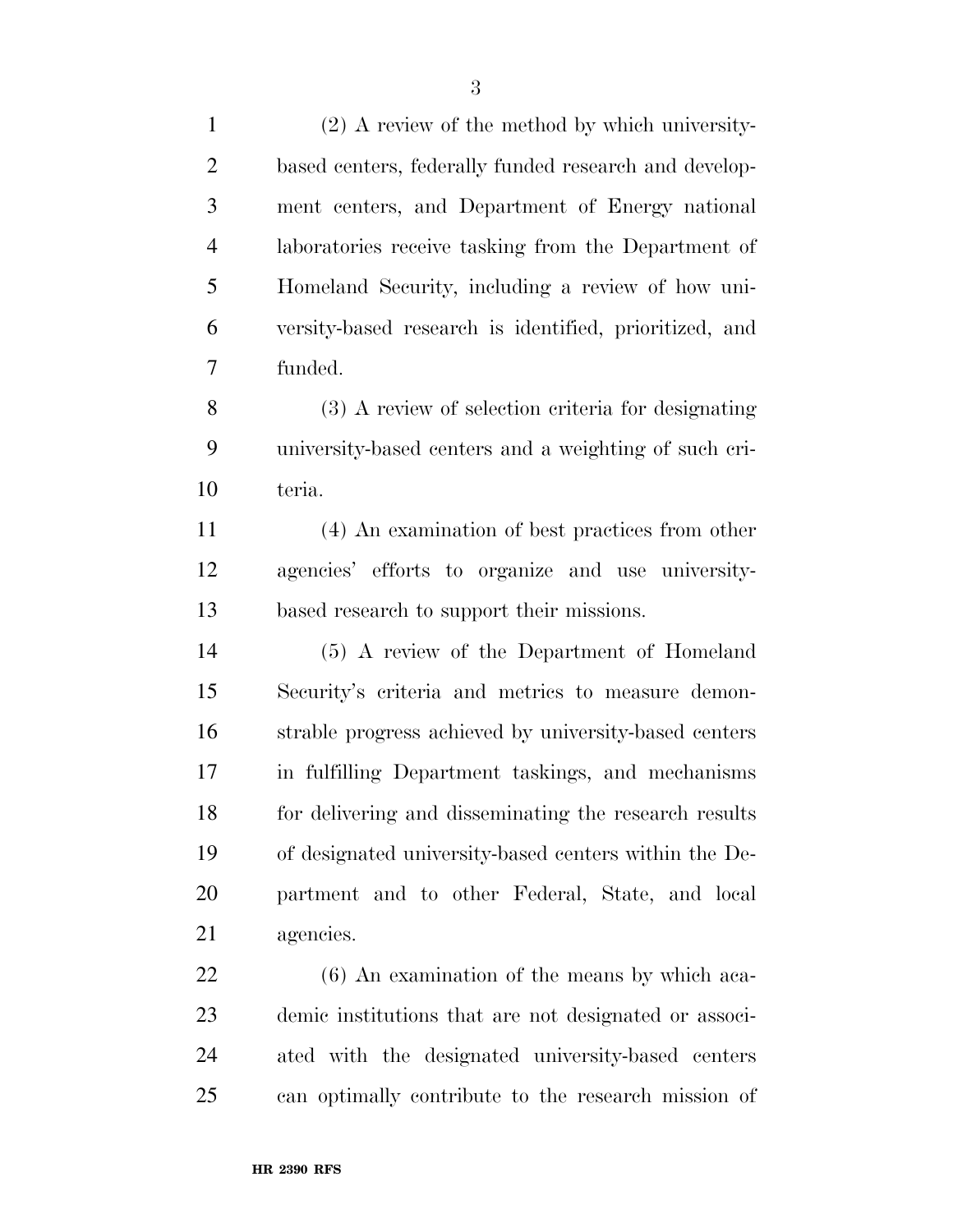(2) A review of the method by which university-based centers, federally funded research and development centers, and Department of Energy national laboratories receive tasking from the Department of Homeland Security, including a review of how university-based research is identified, prioritized, and funded.

(3) A review of selection criteria for designating university-based centers and a weighting of such criteria.

(4) An examination of best practices from other agencies' efforts to organize and use university-based research to support their missions.

(5) A review of the Department of Homeland Security's criteria and metrics to measure demonstrable progress achieved by university-based centers in fulfilling Department taskings, and mechanisms for delivering and disseminating the research results of designated university-based centers within the Department and to other Federal, State, and local agencies.

(6) An examination of the means by which academic institutions that are not designated or associated with the designated university-based centers can optimally contribute to the research mission of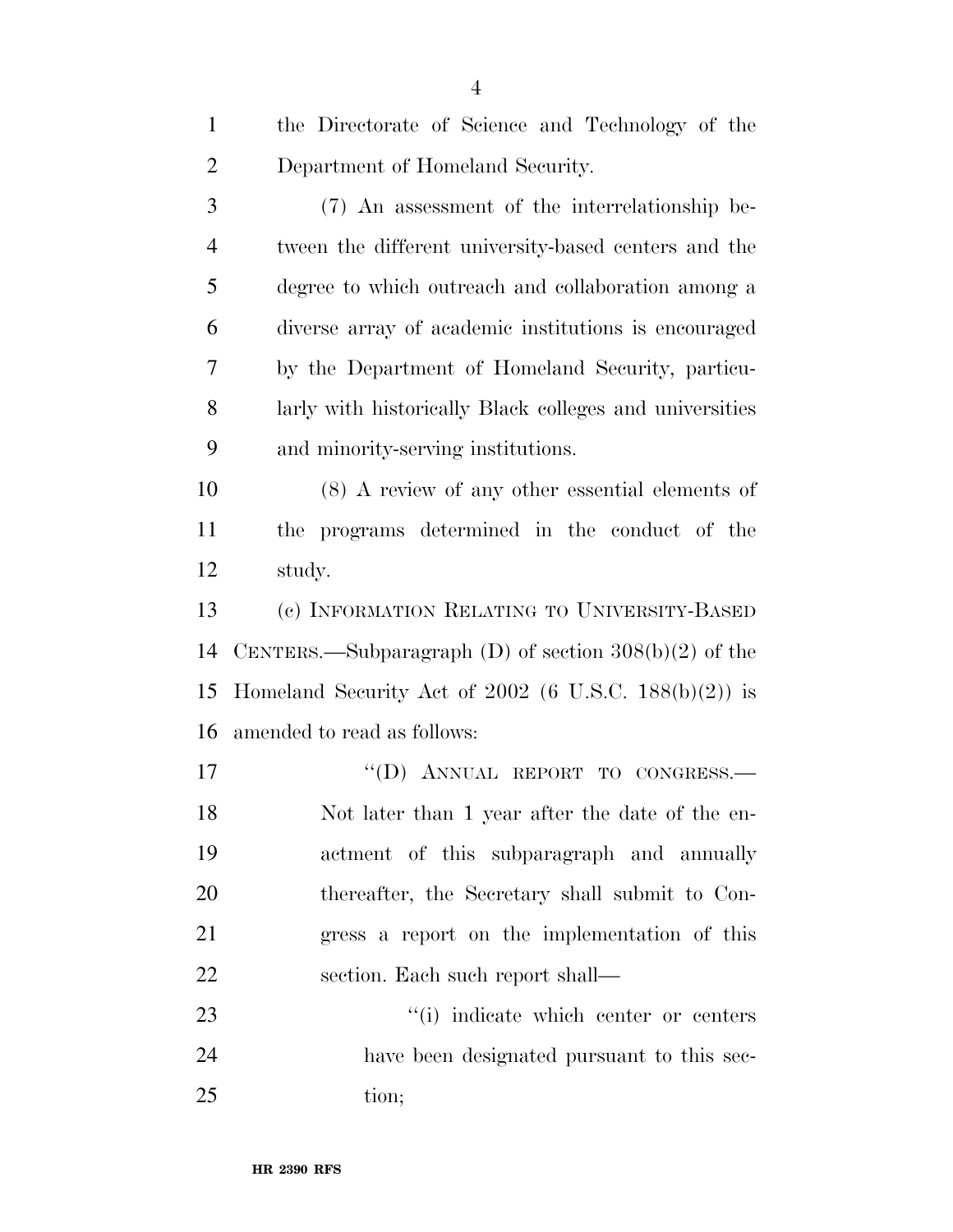the Directorate of Science and Technology of the Department of Homeland Security.

(7) An assessment of the interrelationship between the different university-based centers and the degree to which outreach and collaboration among a diverse array of academic institutions is encouraged by the Department of Homeland Security, particularly with historically Black colleges and universities and minority-serving institutions.

(8) A review of any other essential elements of the programs determined in the conduct of the study.

(c) INFORMATION RELATING TO UNIVERSITY-BASED CENTERS.—Subparagraph (D) of section 308(b)(2) of the Homeland Security Act of 2002 (6 U.S.C. 188(b)(2)) is amended to read as follows:

"(D) ANNUAL REPORT TO CONGRESS.—Not later than 1 year after the date of the enactment of this subparagraph and annually thereafter, the Secretary shall submit to Congress a report on the implementation of this section. Each such report shall—

"(i) indicate which center or centers have been designated pursuant to this section;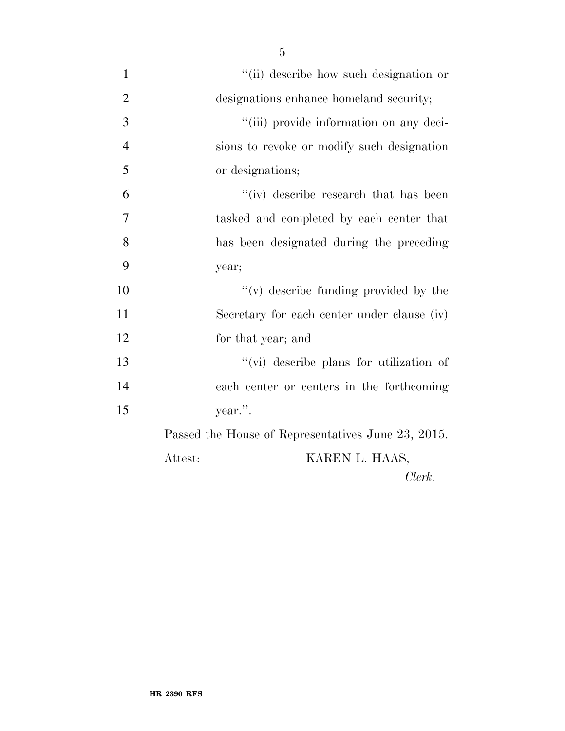"(ii) describe how such designation or designations enhance homeland security;

"(iii) provide information on any decisions to revoke or modify such designation or designations;

"(iv) describe research that has been tasked and completed by each center that has been designated during the preceding year;

"(v) describe funding provided by the Secretary for each center under clause (iv) for that year; and

"(vi) describe plans for utilization of each center or centers in the forthcoming year.".

Passed the House of Representatives June 23, 2015.

Attest: KAREN L. HAAS,

*Clerk.*